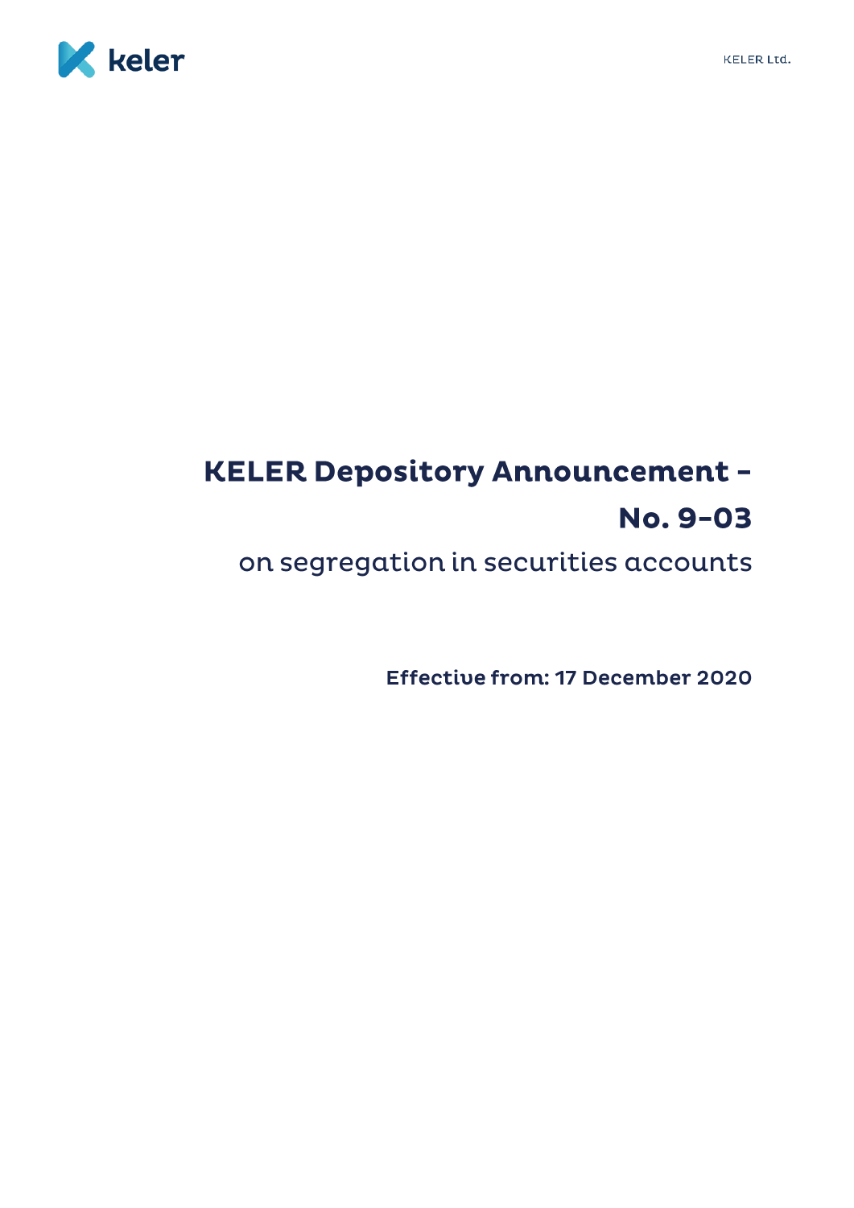# KELER Depository Announcement – No. 9-03

on segregation in securities accounts

**Effective from: 17 December 2020**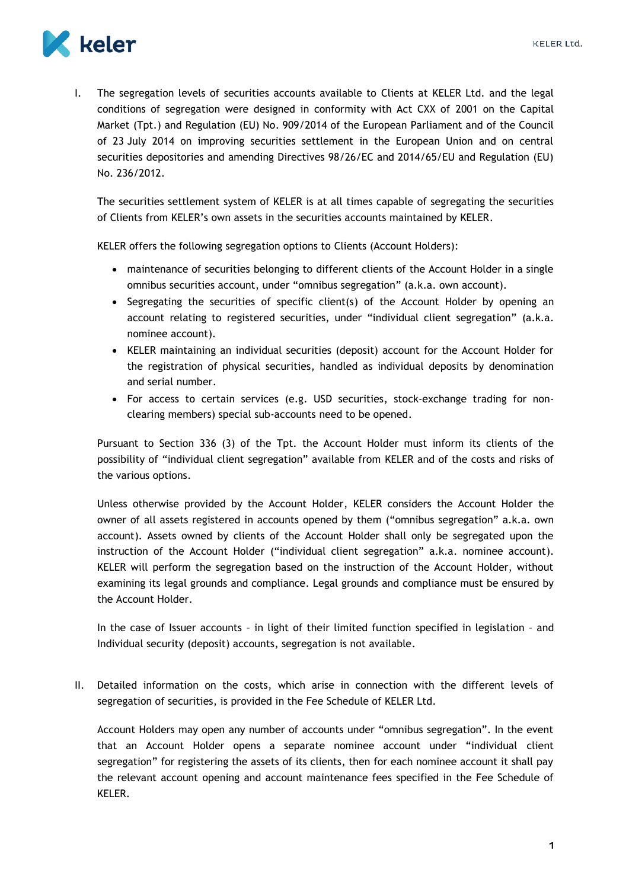I. The segregation levels of securities accounts available to Clients at KELER Ltd. and the legal conditions of segregation were designed in conformity with Act CXX of 2001 on the Capital Market (Tpt.) and Regulation (EU) No. 909/2014 of the European Parliament and of the Council of 23 July 2014 on improving securities settlement in the European Union and on central securities depositories and amending Directives 98/26/EC and 2014/65/EU and Regulation (EU) No. 236/2012.

   The securities settlement system of KELER is at all times capable of segregating the securities of Clients from KELER's own assets in the securities accounts maintained by KELER.

   KELER offers the following segregation options to Clients (Account Holders):

   - maintenance of securities belonging to different clients of the Account Holder in a single omnibus securities account, under "omnibus segregation" (a.k.a. own account).
   - Segregating the securities of specific client(s) of the Account Holder by opening an account relating to registered securities, under "individual client segregation" (a.k.a. nominee account).
   - KELER maintaining an individual securities (deposit) account for the Account Holder for the registration of physical securities, handled as individual deposits by denomination and serial number.
   - For access to certain services (e.g. USD securities, stock-exchange trading for non-clearing members) special sub-accounts need to be opened.

   Pursuant to Section 336 (3) of the Tpt. the Account Holder must inform its clients of the possibility of "individual client segregation" available from KELER and of the costs and risks of the various options.

   Unless otherwise provided by the Account Holder, KELER considers the Account Holder the owner of all assets registered in accounts opened by them ("omnibus segregation" a.k.a. own account). Assets owned by clients of the Account Holder shall only be segregated upon the instruction of the Account Holder ("individual client segregation" a.k.a. nominee account). KELER will perform the segregation based on the instruction of the Account Holder, without examining its legal grounds and compliance. Legal grounds and compliance must be ensured by the Account Holder.

   In the case of Issuer accounts – in light of their limited function specified in legislation – and Individual security (deposit) accounts, segregation is not available.

II. Detailed information on the costs, which arise in connection with the different levels of segregation of securities, is provided in the Fee Schedule of KELER Ltd.

   Account Holders may open any number of accounts under "omnibus segregation". In the event that an Account Holder opens a separate nominee account under "individual client segregation" for registering the assets of its clients, then for each nominee account it shall pay the relevant account opening and account maintenance fees specified in the Fee Schedule of KELER.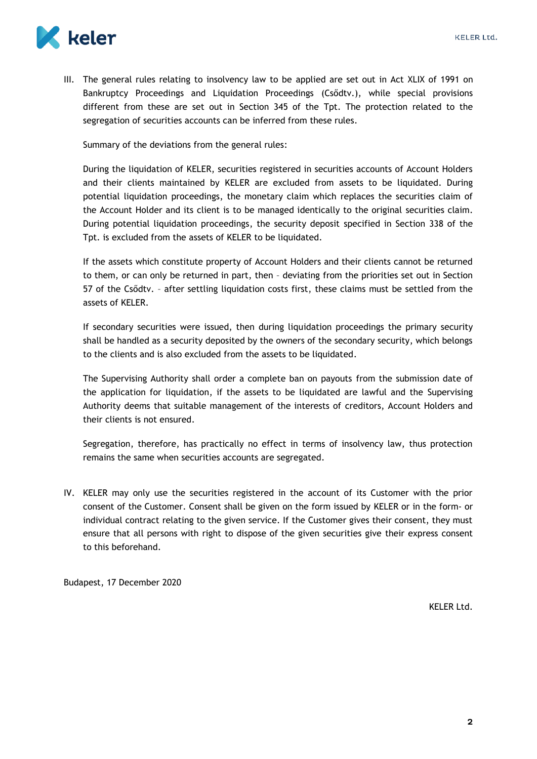III. The general rules relating to insolvency law to be applied are set out in Act XLIX of 1991 on Bankruptcy Proceedings and Liquidation Proceedings (Csődtv.), while special provisions different from these are set out in Section 345 of the Tpt. The protection related to the segregation of securities accounts can be inferred from these rules.

Summary of the deviations from the general rules:

During the liquidation of KELER, securities registered in securities accounts of Account Holders and their clients maintained by KELER are excluded from assets to be liquidated. During potential liquidation proceedings, the monetary claim which replaces the securities claim of the Account Holder and its client is to be managed identically to the original securities claim. During potential liquidation proceedings, the security deposit specified in Section 338 of the Tpt. is excluded from the assets of KELER to be liquidated.

If the assets which constitute property of Account Holders and their clients cannot be returned to them, or can only be returned in part, then – deviating from the priorities set out in Section 57 of the Csődtv. – after settling liquidation costs first, these claims must be settled from the assets of KELER.

If secondary securities were issued, then during liquidation proceedings the primary security shall be handled as a security deposited by the owners of the secondary security, which belongs to the clients and is also excluded from the assets to be liquidated.

The Supervising Authority shall order a complete ban on payouts from the submission date of the application for liquidation, if the assets to be liquidated are lawful and the Supervising Authority deems that suitable management of the interests of creditors, Account Holders and their clients is not ensured.

Segregation, therefore, has practically no effect in terms of insolvency law, thus protection remains the same when securities accounts are segregated.

IV. KELER may only use the securities registered in the account of its Customer with the prior consent of the Customer. Consent shall be given on the form issued by KELER or in the form- or individual contract relating to the given service. If the Customer gives their consent, they must ensure that all persons with right to dispose of the given securities give their express consent to this beforehand.

Budapest, 17 December 2020

KELER Ltd.